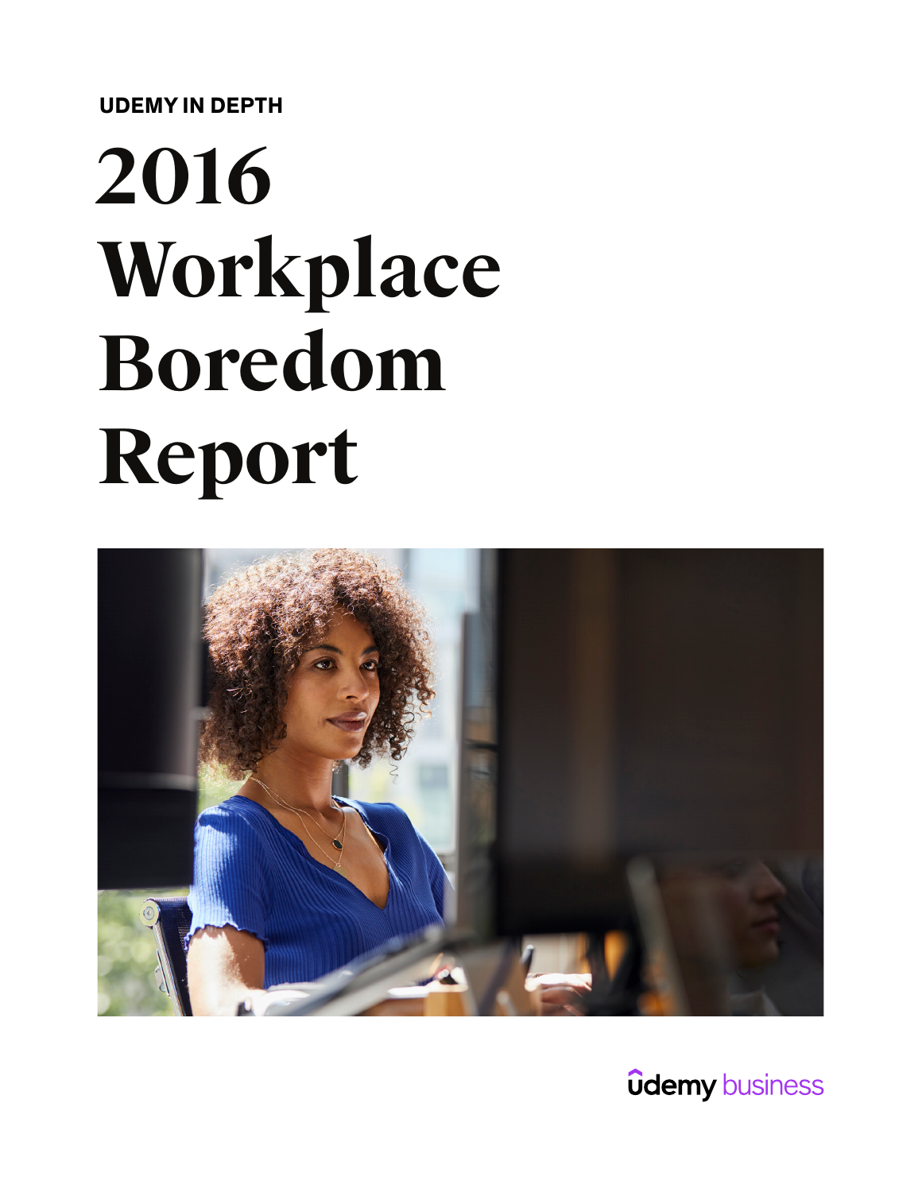UDEMY IN DEPTH

# 2016 Workplace Boredom Report

udemy business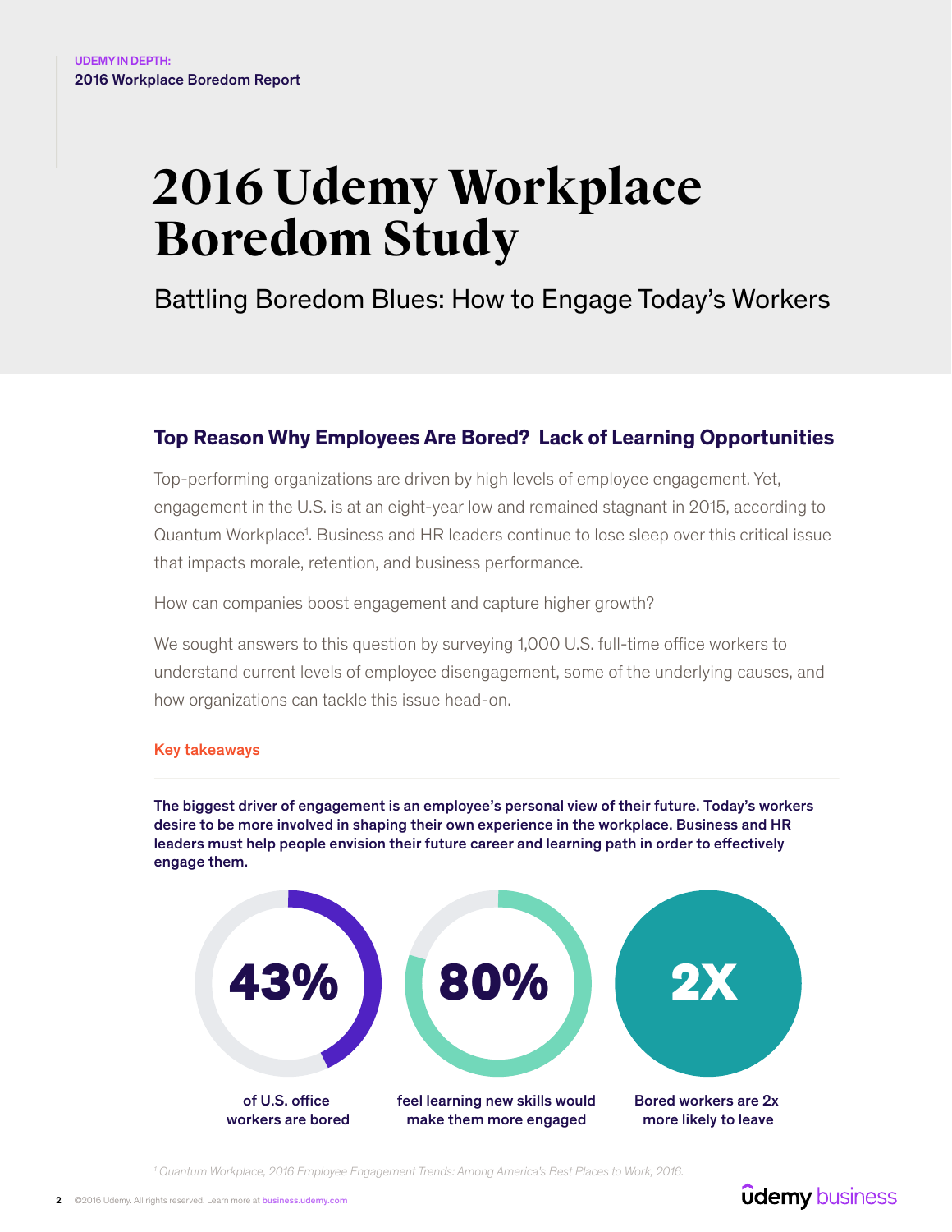UDEMY IN DEPTH:
2016 Workplace Boredom Report

# 2016 Udemy Workplace Boredom Study

## Battling Boredom Blues: How to Engage Today's Workers

### Top Reason Why Employees Are Bored? Lack of Learning Opportunities

Top-performing organizations are driven by high levels of employee engagement. Yet, engagement in the U.S. is at an eight-year low and remained stagnant in 2015, according to Quantum Workplace[1]. Business and HR leaders continue to lose sleep over this critical issue that impacts morale, retention, and business performance.

How can companies boost engagement and capture higher growth?

We sought answers to this question by surveying 1,000 U.S. full-time office workers to understand current levels of employee disengagement, some of the underlying causes, and how organizations can tackle this issue head-on.

#### Key takeaways

**The biggest driver of engagement is an employee's personal view of their future. Today's workers desire to be more involved in shaping their own experience in the workplace. Business and HR leaders must help people envision their future career and learning path in order to effectively engage them.**

**43%** of U.S. office workers are bored

**80%** feel learning new skills would make them more engaged

**2X** Bored workers are 2x more likely to leave

[1] *Quantum Workplace, 2016 Employee Engagement Trends: Among America's Best Places to Work, 2016.*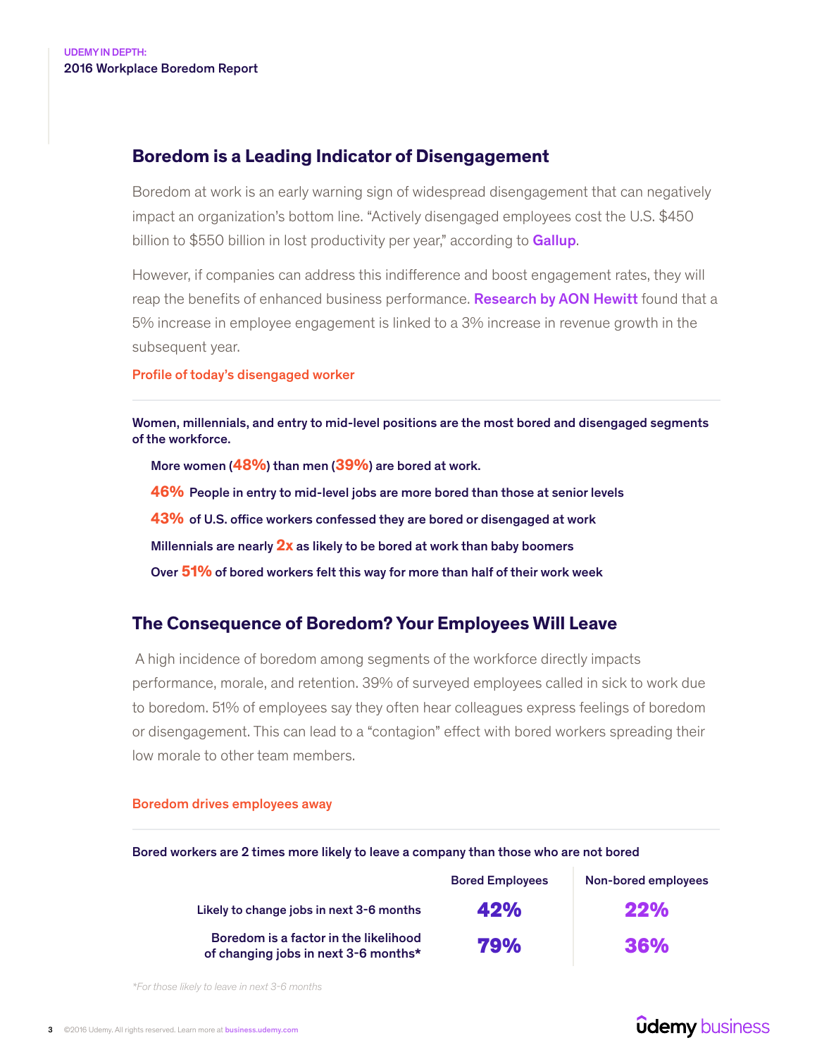## Boredom is a Leading Indicator of Disengagement

Boredom at work is an early warning sign of widespread disengagement that can negatively impact an organization's bottom line. "Actively disengaged employees cost the U.S. $450 billion to $550 billion in lost productivity per year," according to **Gallup**.

However, if companies can address this indifference and boost engagement rates, they will reap the benefits of enhanced business performance. **Research by AON Hewitt** found that a 5% increase in employee engagement is linked to a 3% increase in revenue growth in the subsequent year.

### Profile of today's disengaged worker

**Women, millennials, and entry to mid-level positions are the most bored and disengaged segments of the workforce.**

- **More women (48%) than men (39%) are bored at work.**
- **46% People in entry to mid-level jobs are more bored than those at senior levels**
- **43% of U.S. office workers confessed they are bored or disengaged at work**
- **Millennials are nearly 2x as likely to be bored at work than baby boomers**
- **Over 51% of bored workers felt this way for more than half of their work week**

## The Consequence of Boredom? Your Employees Will Leave

A high incidence of boredom among segments of the workforce directly impacts performance, morale, and retention. 39% of surveyed employees called in sick to work due to boredom. 51% of employees say they often hear colleagues express feelings of boredom or disengagement. This can lead to a "contagion" effect with bored workers spreading their low morale to other team members.

### Boredom drives employees away

**Bored workers are 2 times more likely to leave a company than those who are not bored**

| | Bored Employees | Non-bored employees |
|---|---|---|
| Likely to change jobs in next 3-6 months | 42% | 22% |
| Boredom is a factor in the likelihood of changing jobs in next 3-6 months* | 79% | 36% |

*For those likely to leave in next 3-6 months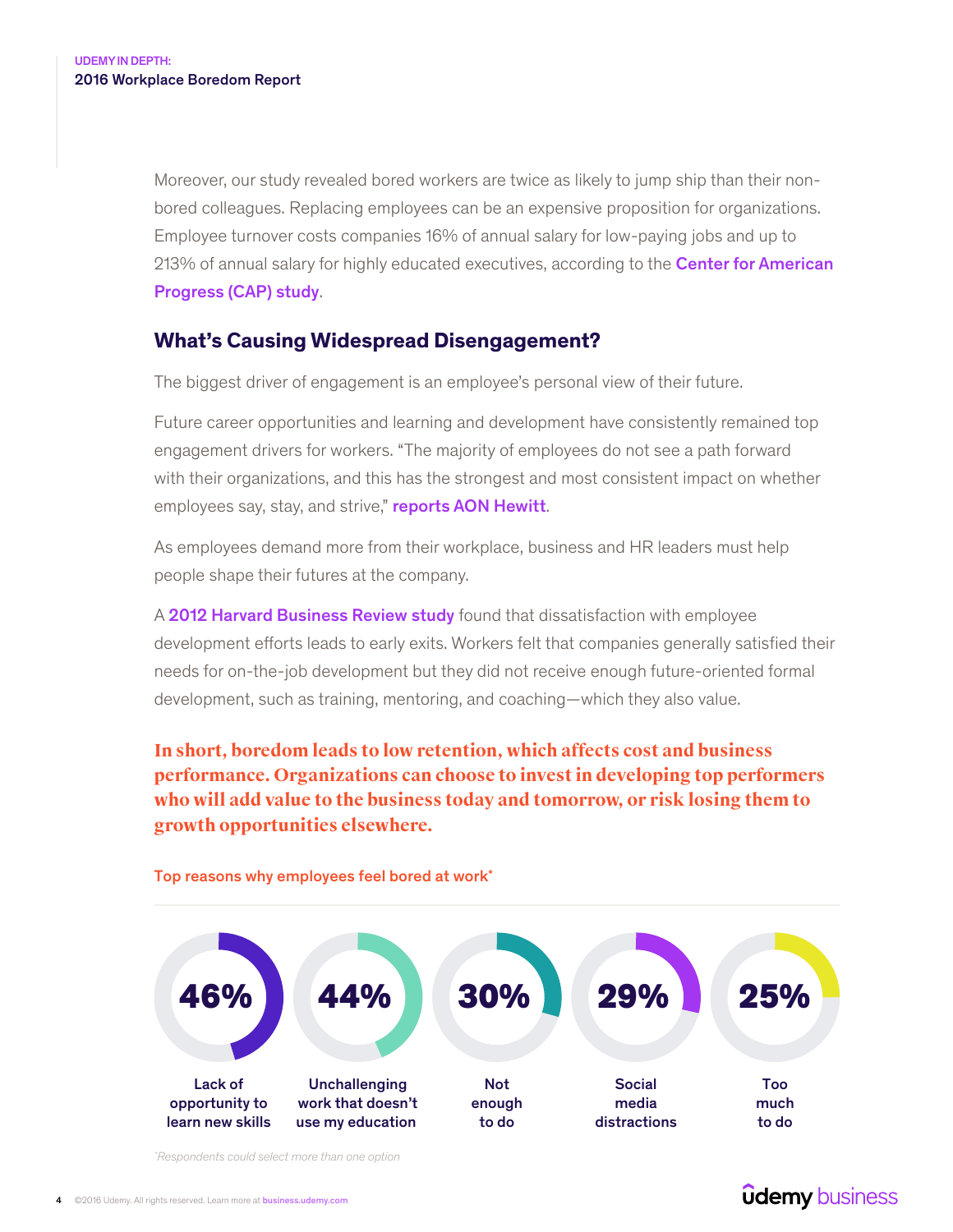Moreover, our study revealed bored workers are twice as likely to jump ship than their non-bored colleagues. Replacing employees can be an expensive proposition for organizations. Employee turnover costs companies 16% of annual salary for low-paying jobs and up to 213% of annual salary for highly educated executives, according to the **Center for American Progress (CAP) study**.

## What's Causing Widespread Disengagement?

The biggest driver of engagement is an employee's personal view of their future.

Future career opportunities and learning and development have consistently remained top engagement drivers for workers. "The majority of employees do not see a path forward with their organizations, and this has the strongest and most consistent impact on whether employees say, stay, and strive," **reports AON Hewitt**.

As employees demand more from their workplace, business and HR leaders must help people shape their futures at the company.

A **2012 Harvard Business Review study** found that dissatisfaction with employee development efforts leads to early exits. Workers felt that companies generally satisfied their needs for on-the-job development but they did not receive enough future-oriented formal development, such as training, mentoring, and coaching—which they also value.

**In short, boredom leads to low retention, which affects cost and business performance. Organizations can choose to invest in developing top performers who will add value to the business today and tomorrow, or risk losing them to growth opportunities elsewhere.**

Top reasons why employees feel bored at work*

| Percentage | Reason |
| --- | --- |
| 46% | Lack of opportunity to learn new skills |
| 44% | Unchallenging work that doesn't use my education |
| 30% | Not enough to do |
| 29% | Social media distractions |
| 25% | Too much to do |

*Respondents could select more than one option*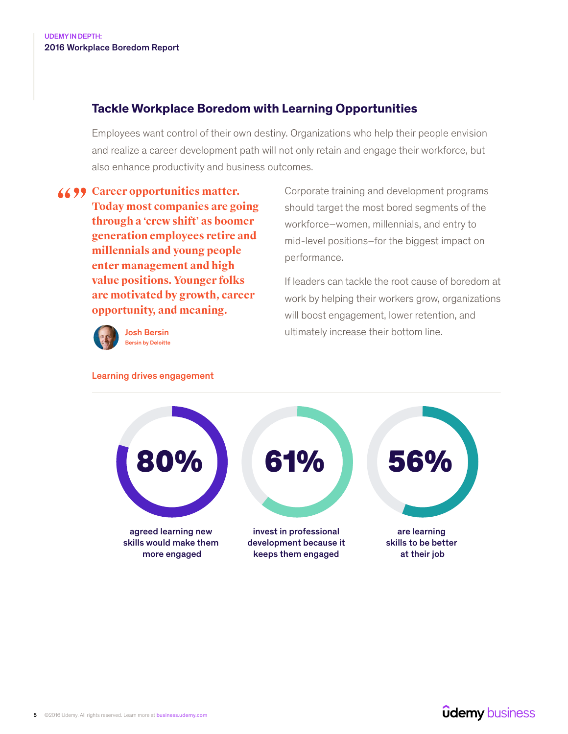## Tackle Workplace Boredom with Learning Opportunities

Employees want control of their own destiny. Organizations who help their people envision and realize a career development path will not only retain and engage their workforce, but also enhance productivity and business outcomes.

> **Career opportunities matter. Today most companies are going through a 'crew shift' as boomer generation employees retire and millennials and young people enter management and high value positions. Younger folks are motivated by growth, career opportunity, and meaning.**
>
> Josh Bersin
> Bersin by Deloitte

Corporate training and development programs should target the most bored segments of the workforce—women, millennials, and entry to mid-level positions—for the biggest impact on performance.

If leaders can tackle the root cause of boredom at work by helping their workers grow, organizations will boost engagement, lower retention, and ultimately increase their bottom line.

### Learning drives engagement

**80%** agreed learning new skills would make them more engaged

**61%** invest in professional development because it keeps them engaged

**56%** are learning skills to be better at their job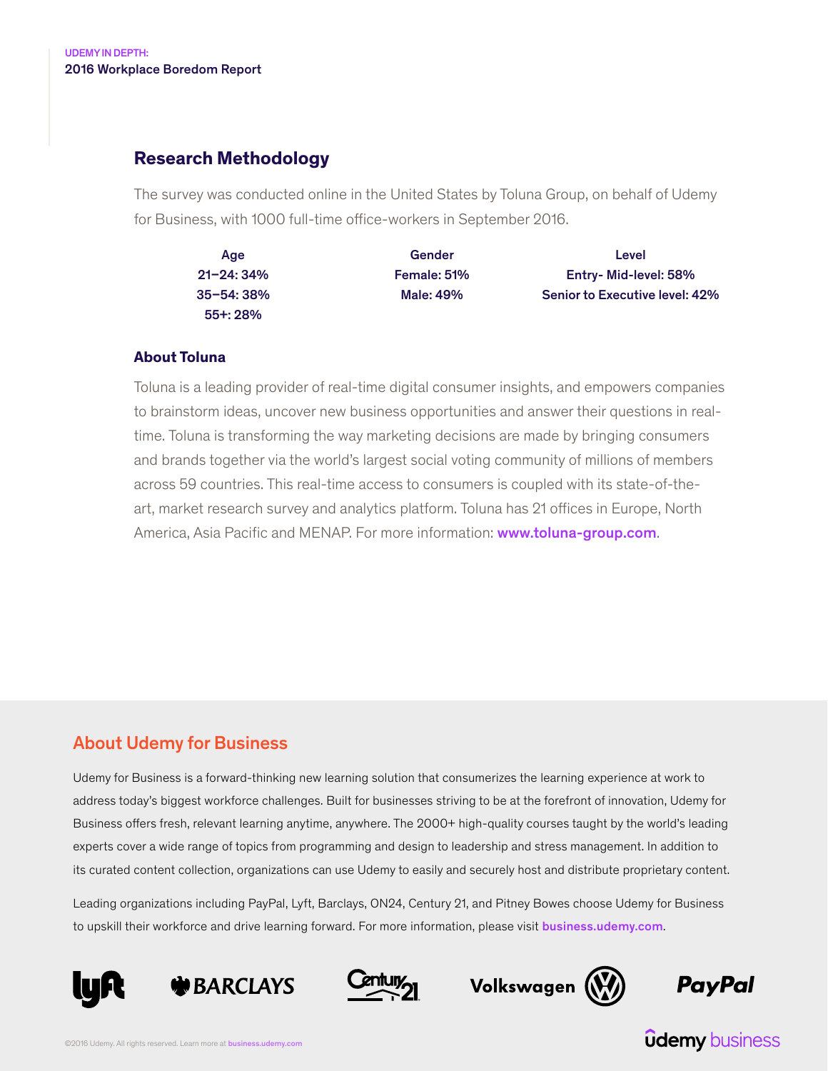## Research Methodology

The survey was conducted online in the United States by Toluna Group, on behalf of Udemy for Business, with 1000 full-time office-workers in September 2016.

| Age | Gender | Level |
| --- | --- | --- |
| 21–24: 34% | Female: 51% | Entry- Mid-level: 58% |
| 35–54: 38% | Male: 49% | Senior to Executive level: 42% |
| 55+: 28% | | |

### About Toluna

Toluna is a leading provider of real-time digital consumer insights, and empowers companies to brainstorm ideas, uncover new business opportunities and answer their questions in real-time. Toluna is transforming the way marketing decisions are made by bringing consumers and brands together via the world's largest social voting community of millions of members across 59 countries. This real-time access to consumers is coupled with its state-of-the-art, market research survey and analytics platform. Toluna has 21 offices in Europe, North America, Asia Pacific and MENAP. For more information: **www.toluna-group.com**.

## About Udemy for Business

Udemy for Business is a forward-thinking new learning solution that consumerizes the learning experience at work to address today's biggest workforce challenges. Built for businesses striving to be at the forefront of innovation, Udemy for Business offers fresh, relevant learning anytime, anywhere. The 2000+ high-quality courses taught by the world's leading experts cover a wide range of topics from programming and design to leadership and stress management. In addition to its curated content collection, organizations can use Udemy to easily and securely host and distribute proprietary content.

Leading organizations including PayPal, Lyft, Barclays, ON24, Century 21, and Pitney Bowes choose Udemy for Business to upskill their workforce and drive learning forward. For more information, please visit **business.udemy.com**.

lyft BARCLAYS Century 21 Volkswagen PayPal

©2016 Udemy. All rights reserved. Learn more at business.udemy.com